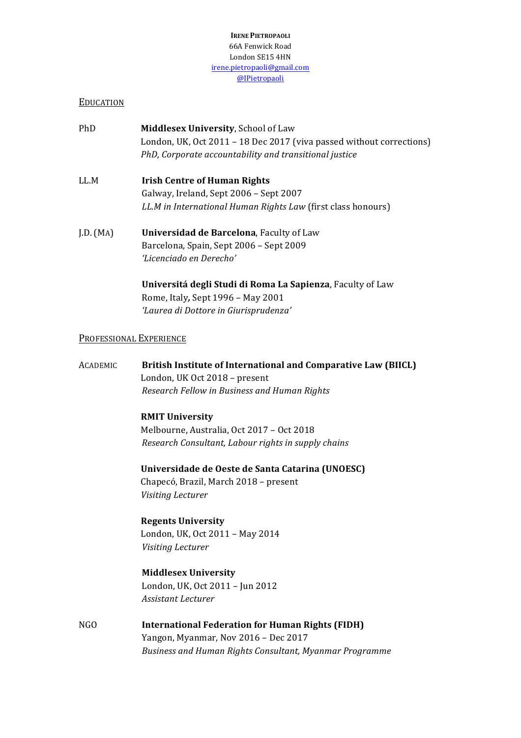**IRENE PIETROPAOLI**
66A Fenwick Road
London SE15 4HN
irene.pietropaoli@gmail.com
@IPietropaoli

## EDUCATION

PhD — **Middlesex University**, School of Law
London, UK, Oct 2011 – 18 Dec 2017 (viva passed without corrections)
*PhD, Corporate accountability and transitional justice*

LL.M — **Irish Centre of Human Rights**
Galway, Ireland, Sept 2006 – Sept 2007
*LL.M in International Human Rights Law* (first class honours)

J.D. (MA) — **Universidad de Barcelona**, Faculty of Law
Barcelona, Spain, Sept 2006 – Sept 2009
*'Licenciado en Derecho'*

**Universitá degli Studi di Roma La Sapienza**, Faculty of Law
Rome, Italy*,* Sept 1996 – May 2001
*'Laurea di Dottore in Giurisprudenza'*

## PROFESSIONAL EXPERIENCE

### ACADEMIC

**British Institute of International and Comparative Law (BIICL)**
London, UK Oct 2018 – present
*Research Fellow in Business and Human Rights*

**RMIT University**
Melbourne, Australia, Oct 2017 – Oct 2018
*Research Consultant, Labour rights in supply chains*

**Universidade de Oeste de Santa Catarina (UNOESC)**
Chapecó, Brazil, March 2018 – present
*Visiting Lecturer*

**Regents University**
London, UK, Oct 2011 – May 2014
*Visiting Lecturer*

**Middlesex University**
London, UK, Oct 2011 – Jun 2012
*Assistant Lecturer*

### NGO

**International Federation for Human Rights (FIDH)**
Yangon, Myanmar, Nov 2016 – Dec 2017
*Business and Human Rights Consultant, Myanmar Programme*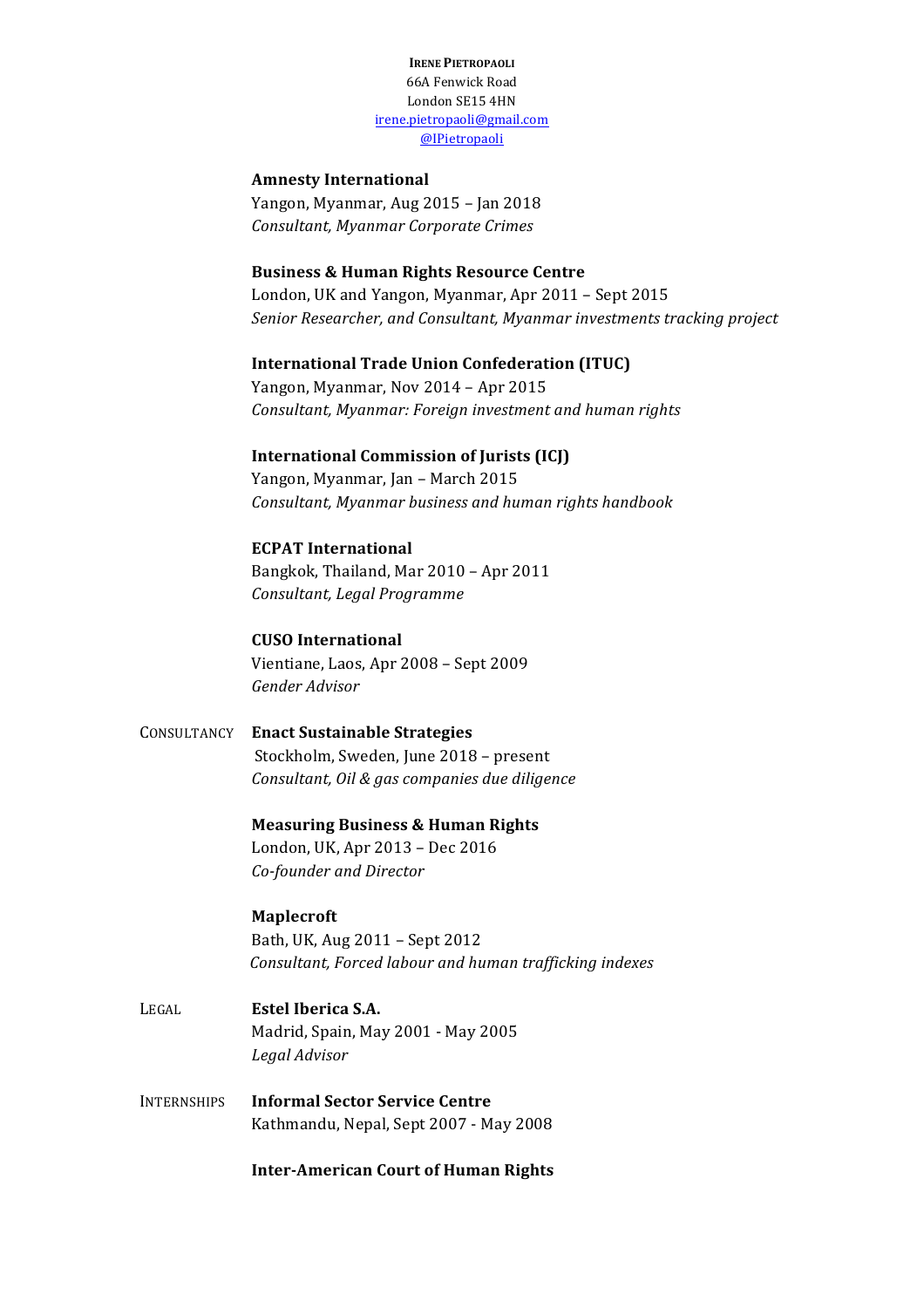**IRENE PIETROPAOLI**
66A Fenwick Road
London SE15 4HN
irene.pietropaoli@gmail.com
@IPietropaoli

**Amnesty International**
Yangon, Myanmar, Aug 2015 – Jan 2018
*Consultant, Myanmar Corporate Crimes*

**Business & Human Rights Resource Centre**
London, UK and Yangon, Myanmar, Apr 2011 – Sept 2015
*Senior Researcher, and Consultant, Myanmar investments tracking project*

**International Trade Union Confederation (ITUC)**
Yangon, Myanmar, Nov 2014 – Apr 2015
*Consultant, Myanmar: Foreign investment and human rights*

**International Commission of Jurists (ICJ)**
Yangon, Myanmar, Jan – March 2015
*Consultant, Myanmar business and human rights handbook*

**ECPAT International**
Bangkok, Thailand, Mar 2010 – Apr 2011
*Consultant, Legal Programme*

**CUSO International**
Vientiane, Laos, Apr 2008 – Sept 2009
*Gender Advisor*

CONSULTANCY

**Enact Sustainable Strategies**
Stockholm, Sweden, June 2018 – present
*Consultant, Oil & gas companies due diligence*

**Measuring Business & Human Rights**
London, UK, Apr 2013 – Dec 2016
*Co-founder and Director*

**Maplecroft**
Bath, UK, Aug 2011 – Sept 2012
*Consultant, Forced labour and human trafficking indexes*

LEGAL

**Estel Iberica S.A.**
Madrid, Spain, May 2001 - May 2005
*Legal Advisor*

INTERNSHIPS

**Informal Sector Service Centre**
Kathmandu, Nepal, Sept 2007 - May 2008

**Inter-American Court of Human Rights**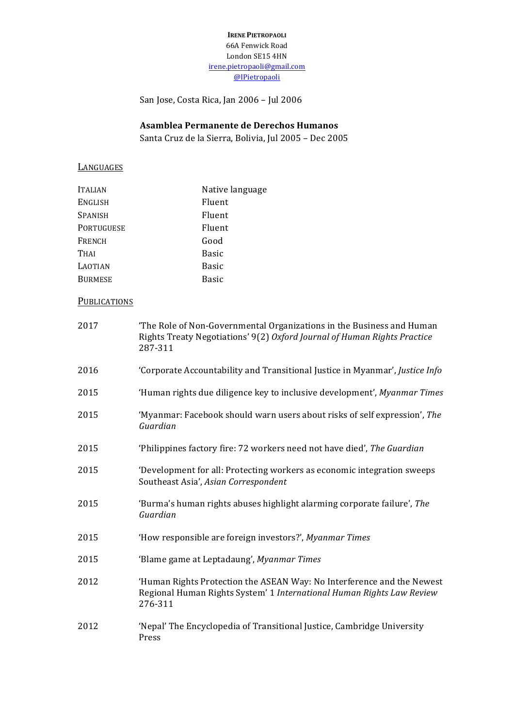**IRENE PIETROPAOLI**
66A Fenwick Road
London SE15 4HN
irene.pietropaoli@gmail.com
@IPietropaoli

San Jose, Costa Rica, Jan 2006 – Jul 2006

**Asamblea Permanente de Derechos Humanos**
Santa Cruz de la Sierra, Bolivia, Jul 2005 – Dec 2005

## LANGUAGES

| | |
|---|---|
| ITALIAN | Native language |
| ENGLISH | Fluent |
| SPANISH | Fluent |
| PORTUGUESE | Fluent |
| FRENCH | Good |
| THAI | Basic |
| LAOTIAN | Basic |
| BURMESE | Basic |

## PUBLICATIONS

| | |
|---|---|
| 2017 | 'The Role of Non-Governmental Organizations in the Business and Human Rights Treaty Negotiations' 9(2) *Oxford Journal of Human Rights Practice* 287-311 |
| 2016 | 'Corporate Accountability and Transitional Justice in Myanmar', *Justice Info* |
| 2015 | 'Human rights due diligence key to inclusive development', *Myanmar Times* |
| 2015 | 'Myanmar: Facebook should warn users about risks of self expression', *The Guardian* |
| 2015 | 'Philippines factory fire: 72 workers need not have died', *The Guardian* |
| 2015 | 'Development for all: Protecting workers as economic integration sweeps Southeast Asia', *Asian Correspondent* |
| 2015 | 'Burma's human rights abuses highlight alarming corporate failure', *The Guardian* |
| 2015 | 'How responsible are foreign investors?', *Myanmar Times* |
| 2015 | 'Blame game at Leptadaung', *Myanmar Times* |
| 2012 | 'Human Rights Protection the ASEAN Way: No Interference and the Newest Regional Human Rights System' 1 *International Human Rights Law Review* 276-311 |
| 2012 | 'Nepal' The Encyclopedia of Transitional Justice, Cambridge University Press |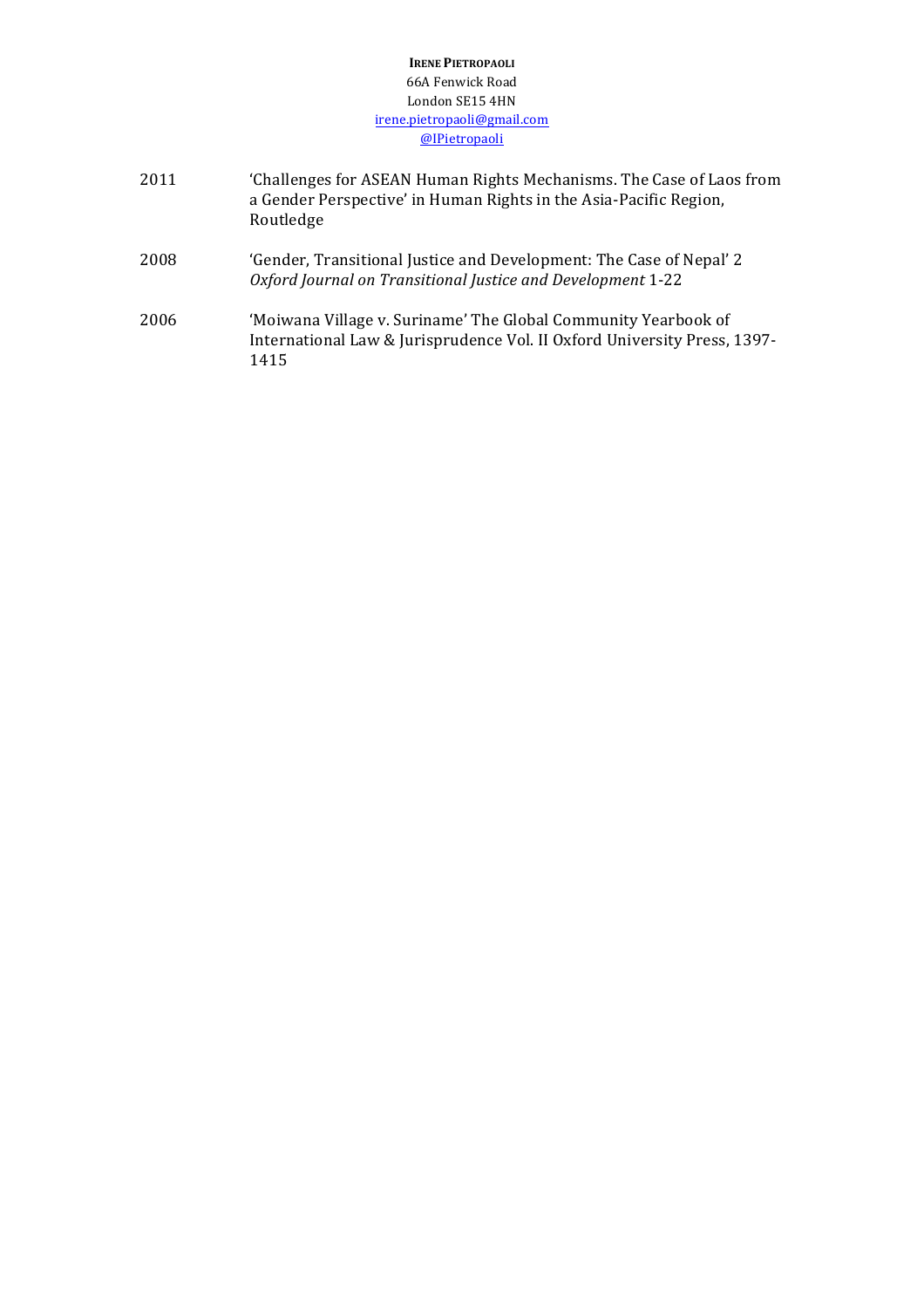2011 ‘Challenges for ASEAN Human Rights Mechanisms. The Case of Laos from a Gender Perspective’ in Human Rights in the Asia-Pacific Region, Routledge

2008 ‘Gender, Transitional Justice and Development: The Case of Nepal’ 2 *Oxford Journal on Transitional Justice and Development* 1-22

2006 ‘Moiwana Village v. Suriname’ The Global Community Yearbook of International Law & Jurisprudence Vol. II Oxford University Press, 1397-1415